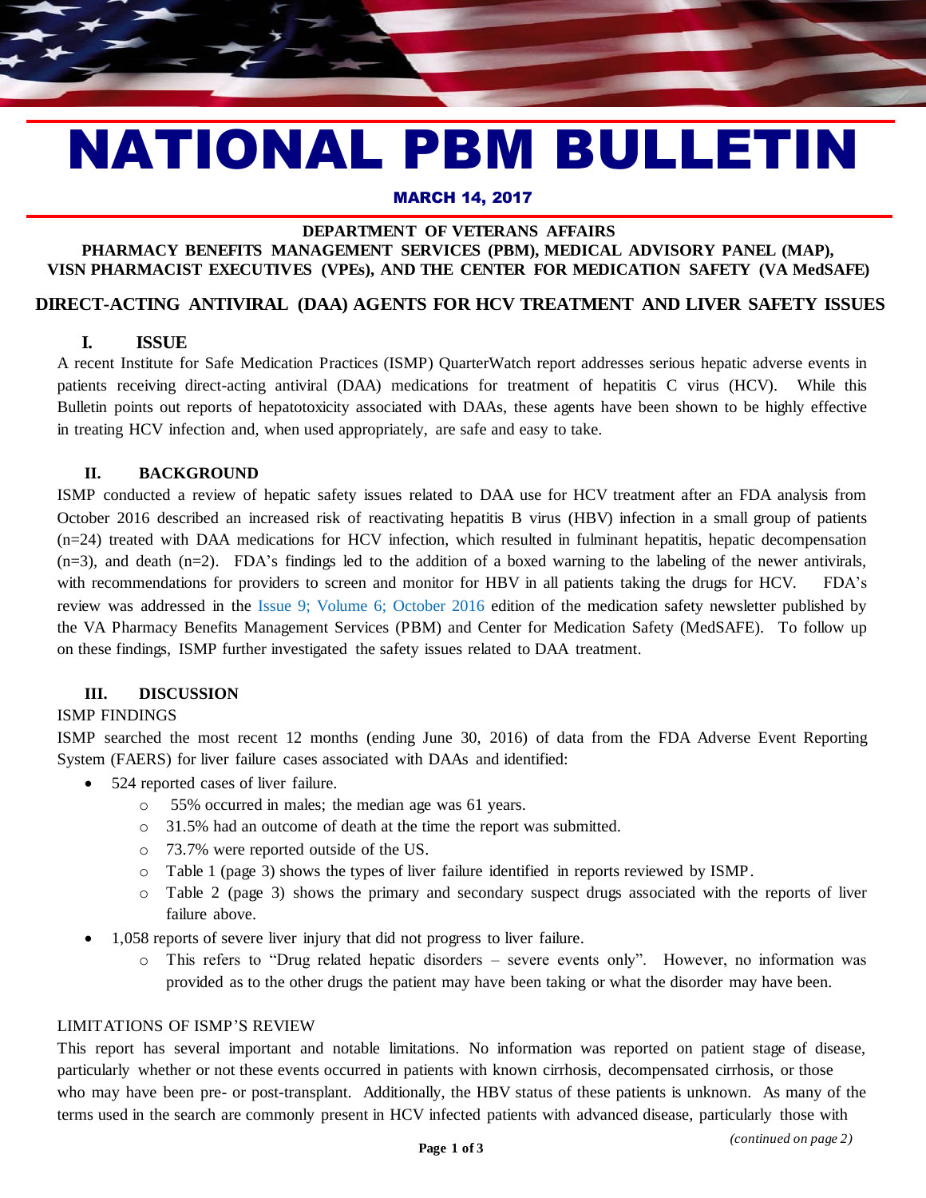# NATIONAL PBM BULLETIN

**MARCH 14, 2017**

**DEPARTMENT OF VETERANS AFFAIRS**
**PHARMACY BENEFITS MANAGEMENT SERVICES (PBM), MEDICAL ADVISORY PANEL (MAP), VISN PHARMACIST EXECUTIVES (VPEs), AND THE CENTER FOR MEDICATION SAFETY (VA MedSAFE)**

## DIRECT-ACTING ANTIVIRAL (DAA) AGENTS FOR HCV TREATMENT AND LIVER SAFETY ISSUES

### I. ISSUE

A recent Institute for Safe Medication Practices (ISMP) QuarterWatch report addresses serious hepatic adverse events in patients receiving direct-acting antiviral (DAA) medications for treatment of hepatitis C virus (HCV). While this Bulletin points out reports of hepatotoxicity associated with DAAs, these agents have been shown to be highly effective in treating HCV infection and, when used appropriately, are safe and easy to take.

### II. BACKGROUND

ISMP conducted a review of hepatic safety issues related to DAA use for HCV treatment after an FDA analysis from October 2016 described an increased risk of reactivating hepatitis B virus (HBV) infection in a small group of patients (n=24) treated with DAA medications for HCV infection, which resulted in fulminant hepatitis, hepatic decompensation (n=3), and death (n=2). FDA's findings led to the addition of a boxed warning to the labeling of the newer antivirals, with recommendations for providers to screen and monitor for HBV in all patients taking the drugs for HCV. FDA's review was addressed in the Issue 9; Volume 6; October 2016 edition of the medication safety newsletter published by the VA Pharmacy Benefits Management Services (PBM) and Center for Medication Safety (MedSAFE). To follow up on these findings, ISMP further investigated the safety issues related to DAA treatment.

### III. DISCUSSION

ISMP FINDINGS

ISMP searched the most recent 12 months (ending June 30, 2016) of data from the FDA Adverse Event Reporting System (FAERS) for liver failure cases associated with DAAs and identified:

- 524 reported cases of liver failure.
  - 55% occurred in males; the median age was 61 years.
  - 31.5% had an outcome of death at the time the report was submitted.
  - 73.7% were reported outside of the US.
  - Table 1 (page 3) shows the types of liver failure identified in reports reviewed by ISMP.
  - Table 2 (page 3) shows the primary and secondary suspect drugs associated with the reports of liver failure above.
- 1,058 reports of severe liver injury that did not progress to liver failure.
  - This refers to "Drug related hepatic disorders – severe events only". However, no information was provided as to the other drugs the patient may have been taking or what the disorder may have been.

LIMITATIONS OF ISMP'S REVIEW

This report has several important and notable limitations. No information was reported on patient stage of disease, particularly whether or not these events occurred in patients with known cirrhosis, decompensated cirrhosis, or those who may have been pre- or post-transplant. Additionally, the HBV status of these patients is unknown. As many of the terms used in the search are commonly present in HCV infected patients with advanced disease, particularly those with

*(continued on page 2)*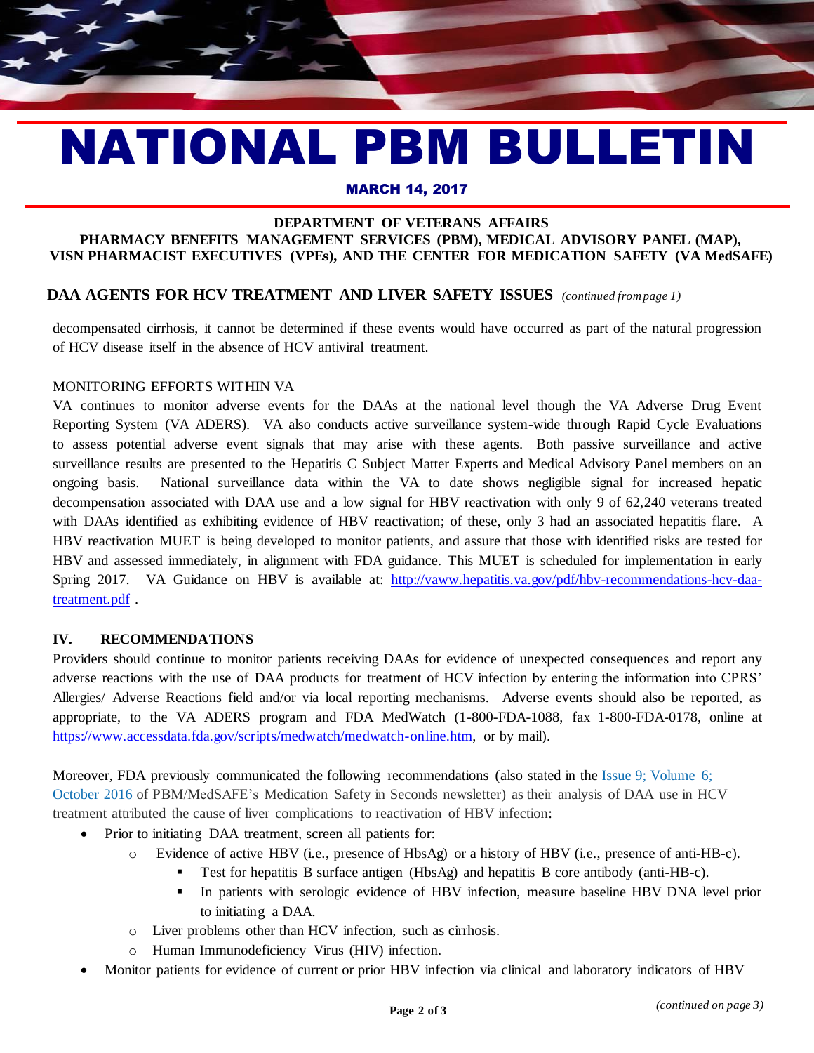# NATIONAL PBM BULLETIN

**MARCH 14, 2017**

**DEPARTMENT OF VETERANS AFFAIRS**
**PHARMACY BENEFITS MANAGEMENT SERVICES (PBM), MEDICAL ADVISORY PANEL (MAP), VISN PHARMACIST EXECUTIVES (VPEs), AND THE CENTER FOR MEDICATION SAFETY (VA MedSAFE)**

## DAA AGENTS FOR HCV TREATMENT AND LIVER SAFETY ISSUES *(continued from page 1)*

decompensated cirrhosis, it cannot be determined if these events would have occurred as part of the natural progression of HCV disease itself in the absence of HCV antiviral treatment.

MONITORING EFFORTS WITHIN VA

VA continues to monitor adverse events for the DAAs at the national level though the VA Adverse Drug Event Reporting System (VA ADERS). VA also conducts active surveillance system-wide through Rapid Cycle Evaluations to assess potential adverse event signals that may arise with these agents. Both passive surveillance and active surveillance results are presented to the Hepatitis C Subject Matter Experts and Medical Advisory Panel members on an ongoing basis. National surveillance data within the VA to date shows negligible signal for increased hepatic decompensation associated with DAA use and a low signal for HBV reactivation with only 9 of 62,240 veterans treated with DAAs identified as exhibiting evidence of HBV reactivation; of these, only 3 had an associated hepatitis flare. A HBV reactivation MUET is being developed to monitor patients, and assure that those with identified risks are tested for HBV and assessed immediately, in alignment with FDA guidance. This MUET is scheduled for implementation in early Spring 2017. VA Guidance on HBV is available at: [http://vaww.hepatitis.va.gov/pdf/hbv-recommendations-hcv-daa-treatment.pdf](http://vaww.hepatitis.va.gov/pdf/hbv-recommendations-hcv-daa-treatment.pdf) .

**IV. RECOMMENDATIONS**

Providers should continue to monitor patients receiving DAAs for evidence of unexpected consequences and report any adverse reactions with the use of DAA products for treatment of HCV infection by entering the information into CPRS' Allergies/ Adverse Reactions field and/or via local reporting mechanisms. Adverse events should also be reported, as appropriate, to the VA ADERS program and FDA MedWatch (1-800-FDA-1088, fax 1-800-FDA-0178, online at [https://www.accessdata.fda.gov/scripts/medwatch/medwatch-online.htm](https://www.accessdata.fda.gov/scripts/medwatch/medwatch-online.htm), or by mail).

Moreover, FDA previously communicated the following recommendations (also stated in the Issue 9; Volume 6; October 2016 of PBM/MedSAFE's Medication Safety in Seconds newsletter) as their analysis of DAA use in HCV treatment attributed the cause of liver complications to reactivation of HBV infection:

- Prior to initiating DAA treatment, screen all patients for:
  - Evidence of active HBV (i.e., presence of HbsAg) or a history of HBV (i.e., presence of anti-HB-c).
    - Test for hepatitis B surface antigen (HbsAg) and hepatitis B core antibody (anti-HB-c).
    - In patients with serologic evidence of HBV infection, measure baseline HBV DNA level prior to initiating a DAA.
  - Liver problems other than HCV infection, such as cirrhosis.
  - Human Immunodeficiency Virus (HIV) infection.
- Monitor patients for evidence of current or prior HBV infection via clinical and laboratory indicators of HBV

*(continued on page 3)*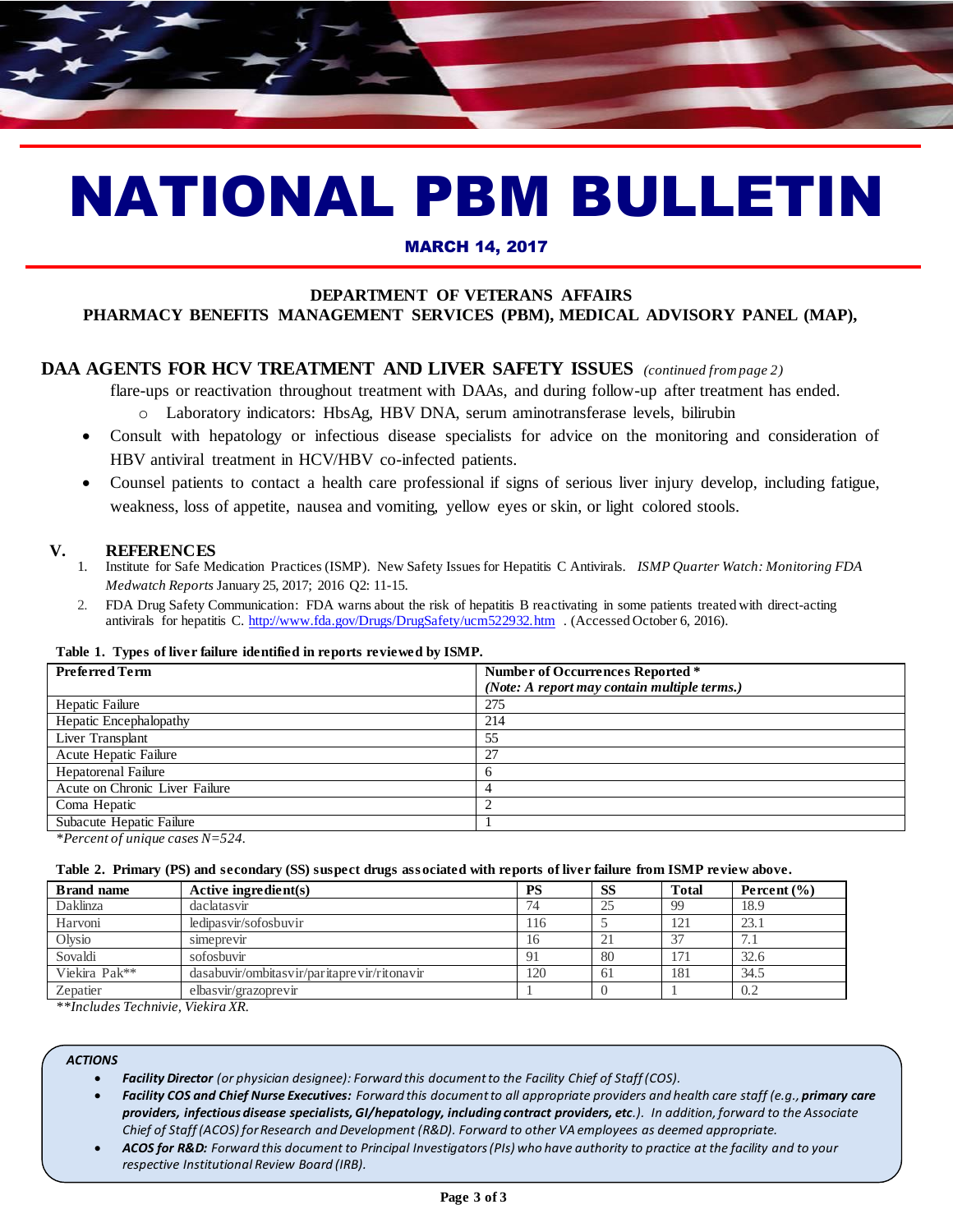# NATIONAL PBM BULLETIN

**MARCH 14, 2017**

**DEPARTMENT OF VETERANS AFFAIRS**
**PHARMACY BENEFITS MANAGEMENT SERVICES (PBM), MEDICAL ADVISORY PANEL (MAP),**

## DAA AGENTS FOR HCV TREATMENT AND LIVER SAFETY ISSUES *(continued from page 2)*

flare-ups or reactivation throughout treatment with DAAs, and during follow-up after treatment has ended.

- Laboratory indicators: HbsAg, HBV DNA, serum aminotransferase levels, bilirubin

- Consult with hepatology or infectious disease specialists for advice on the monitoring and consideration of HBV antiviral treatment in HCV/HBV co-infected patients.
- Counsel patients to contact a health care professional if signs of serious liver injury develop, including fatigue, weakness, loss of appetite, nausea and vomiting, yellow eyes or skin, or light colored stools.

## V. REFERENCES

1. Institute for Safe Medication Practices (ISMP). New Safety Issues for Hepatitis C Antivirals. *ISMP Quarter Watch: Monitoring FDA Medwatch Reports* January 25, 2017; 2016 Q2: 11-15.
2. FDA Drug Safety Communication: FDA warns about the risk of hepatitis B reactivating in some patients treated with direct-acting antivirals for hepatitis C. http://www.fda.gov/Drugs/DrugSafety/ucm522932.htm . (Accessed October 6, 2016).

**Table 1. Types of liver failure identified in reports reviewed by ISMP.**

| Preferred Term | Number of Occurrences Reported * *(Note: A report may contain multiple terms.)* |
|---|---|
| Hepatic Failure | 275 |
| Hepatic Encephalopathy | 214 |
| Liver Transplant | 55 |
| Acute Hepatic Failure | 27 |
| Hepatorenal Failure | 6 |
| Acute on Chronic Liver Failure | 4 |
| Coma Hepatic | 2 |
| Subacute Hepatic Failure | 1 |

*\*Percent of unique cases N=524.*

**Table 2. Primary (PS) and secondary (SS) suspect drugs associated with reports of liver failure from ISMP review above.**

| Brand name | Active ingredient(s) | PS | SS | Total | Percent (%) |
|---|---|---|---|---|---|
| Daklinza | daclatasvir | 74 | 25 | 99 | 18.9 |
| Harvoni | ledipasvir/sofosbuvir | 116 | 5 | 121 | 23.1 |
| Olysio | simeprevir | 16 | 21 | 37 | 7.1 |
| Sovaldi | sofosbuvir | 91 | 80 | 171 | 32.6 |
| Viekira Pak** | dasabuvir/ombitasvir/paritaprevir/ritonavir | 120 | 61 | 181 | 34.5 |
| Zepatier | elbasvir/grazoprevir | 1 | 0 | 1 | 0.2 |

*\*\*Includes Technivie, Viekira XR.*

***ACTIONS***

- ***Facility Director*** *(or physician designee): Forward this document to the Facility Chief of Staff (COS).*
- ***Facility COS and Chief Nurse Executives:*** *Forward this document to all appropriate providers and health care staff (e.g.,* ***primary care providers, infectious disease specialists, GI/hepatology, including contract providers, etc****.). In addition, forward to the Associate Chief of Staff (ACOS) for Research and Development (R&D). Forward to other VA employees as deemed appropriate.*
- ***ACOS for R&D:*** *Forward this document to Principal Investigators (PIs) who have authority to practice at the facility and to your respective Institutional Review Board (IRB).*